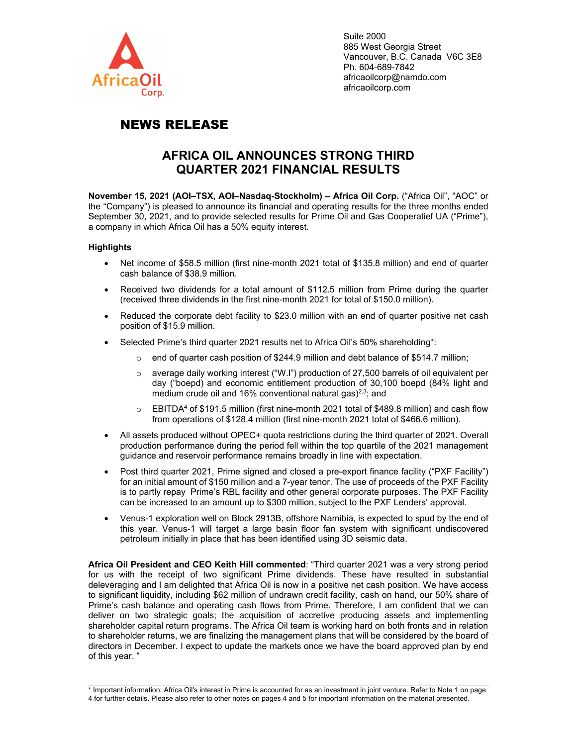Suite 2000
885 West Georgia Street
Vancouver, B.C. Canada V6C 3E8
Ph. 604-689-7842
africaoilcorp@namdo.com
africaoilcorp.com

# NEWS RELEASE

## AFRICA OIL ANNOUNCES STRONG THIRD QUARTER 2021 FINANCIAL RESULTS

**November 15, 2021 (AOI–TSX, AOI–Nasdaq-Stockholm) – Africa Oil Corp.** ("Africa Oil", "AOC" or the "Company") is pleased to announce its financial and operating results for the three months ended September 30, 2021, and to provide selected results for Prime Oil and Gas Cooperatief UA ("Prime"), a company in which Africa Oil has a 50% equity interest.

**Highlights**

- Net income of $58.5 million (first nine-month 2021 total of $135.8 million) and end of quarter cash balance of $38.9 million.
- Received two dividends for a total amount of $112.5 million from Prime during the quarter (received three dividends in the first nine-month 2021 for total of $150.0 million).
- Reduced the corporate debt facility to $23.0 million with an end of quarter positive net cash position of $15.9 million.
- Selected Prime's third quarter 2021 results net to Africa Oil's 50% shareholding*:
  - end of quarter cash position of $244.9 million and debt balance of $514.7 million;
  - average daily working interest ("W.I") production of 27,500 barrels of oil equivalent per day ("boepd) and economic entitlement production of 30,100 boepd (84% light and medium crude oil and 16% conventional natural gas)[2,3]; and
  - EBITDA[4] of $191.5 million (first nine-month 2021 total of $489.8 million) and cash flow from operations of $128.4 million (first nine-month 2021 total of $466.6 million).
- All assets produced without OPEC+ quota restrictions during the third quarter of 2021. Overall production performance during the period fell within the top quartile of the 2021 management guidance and reservoir performance remains broadly in line with expectation.
- Post third quarter 2021, Prime signed and closed a pre-export finance facility ("PXF Facility") for an initial amount of $150 million and a 7-year tenor. The use of proceeds of the PXF Facility is to partly repay Prime's RBL facility and other general corporate purposes. The PXF Facility can be increased to an amount up to $300 million, subject to the PXF Lenders' approval.
- Venus-1 exploration well on Block 2913B, offshore Namibia, is expected to spud by the end of this year. Venus-1 will target a large basin floor fan system with significant undiscovered petroleum initially in place that has been identified using 3D seismic data.

**Africa Oil President and CEO Keith Hill commented**: "Third quarter 2021 was a very strong period for us with the receipt of two significant Prime dividends. These have resulted in substantial deleveraging and I am delighted that Africa Oil is now in a positive net cash position. We have access to significant liquidity, including $62 million of undrawn credit facility, cash on hand, our 50% share of Prime's cash balance and operating cash flows from Prime. Therefore, I am confident that we can deliver on two strategic goals; the acquisition of accretive producing assets and implementing shareholder capital return programs. The Africa Oil team is working hard on both fronts and in relation to shareholder returns, we are finalizing the management plans that will be considered by the board of directors in December. I expect to update the markets once we have the board approved plan by end of this year. "

* Important information: Africa Oil's interest in Prime is accounted for as an investment in joint venture. Refer to Note 1 on page 4 for further details. Please also refer to other notes on pages 4 and 5 for important information on the material presented.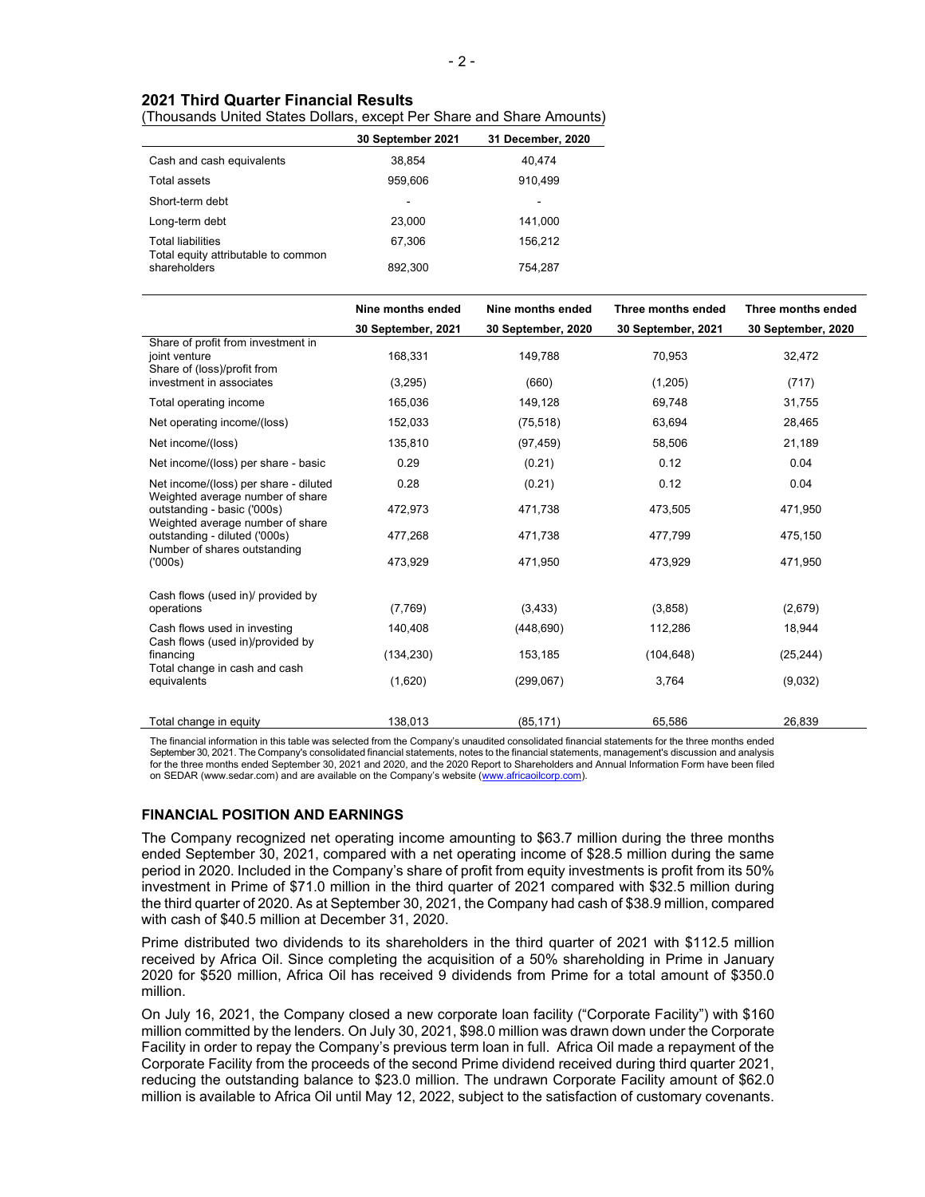## 2021 Third Quarter Financial Results

(Thousands United States Dollars, except Per Share and Share Amounts)

| | 30 September 2021 | 31 December, 2020 |
|---|---|---|
| Cash and cash equivalents | 38,854 | 40,474 |
| Total assets | 959,606 | 910,499 |
| Short-term debt | - | - |
| Long-term debt | 23,000 | 141,000 |
| Total liabilities | 67,306 | 156,212 |
| Total equity attributable to common shareholders | 892,300 | 754,287 |

| | Nine months ended | Nine months ended | Three months ended | Three months ended |
|---|---|---|---|---|
| | 30 September, 2021 | 30 September, 2020 | 30 September, 2021 | 30 September, 2020 |
| Share of profit from investment in joint venture | 168,331 | 149,788 | 70,953 | 32,472 |
| Share of (loss)/profit from investment in associates | (3,295) | (660) | (1,205) | (717) |
| Total operating income | 165,036 | 149,128 | 69,748 | 31,755 |
| Net operating income/(loss) | 152,033 | (75,518) | 63,694 | 28,465 |
| Net income/(loss) | 135,810 | (97,459) | 58,506 | 21,189 |
| Net income/(loss) per share - basic | 0.29 | (0.21) | 0.12 | 0.04 |
| Net income/(loss) per share - diluted | 0.28 | (0.21) | 0.12 | 0.04 |
| Weighted average number of share outstanding - basic ('000s) | 472,973 | 471,738 | 473,505 | 471,950 |
| Weighted average number of share outstanding - diluted ('000s) | 477,268 | 471,738 | 477,799 | 475,150 |
| Number of shares outstanding ('000s) | 473,929 | 471,950 | 473,929 | 471,950 |
| Cash flows (used in)/ provided by operations | (7,769) | (3,433) | (3,858) | (2,679) |
| Cash flows used in investing | 140,408 | (448,690) | 112,286 | 18,944 |
| Cash flows (used in)/provided by financing | (134,230) | 153,185 | (104,648) | (25,244) |
| Total change in cash and cash equivalents | (1,620) | (299,067) | 3,764 | (9,032) |
| Total change in equity | 138,013 | (85,171) | 65,586 | 26,839 |

The financial information in this table was selected from the Company's unaudited consolidated financial statements for the three months ended September 30, 2021. The Company's consolidated financial statements, notes to the financial statements, management's discussion and analysis for the three months ended September 30, 2021 and 2020, and the 2020 Report to Shareholders and Annual Information Form have been filed on SEDAR (www.sedar.com) and are available on the Company's website (www.africaoilcorp.com).

### FINANCIAL POSITION AND EARNINGS

The Company recognized net operating income amounting to $63.7 million during the three months ended September 30, 2021, compared with a net operating income of $28.5 million during the same period in 2020. Included in the Company's share of profit from equity investments is profit from its 50% investment in Prime of $71.0 million in the third quarter of 2021 compared with $32.5 million during the third quarter of 2020. As at September 30, 2021, the Company had cash of $38.9 million, compared with cash of $40.5 million at December 31, 2020.

Prime distributed two dividends to its shareholders in the third quarter of 2021 with $112.5 million received by Africa Oil. Since completing the acquisition of a 50% shareholding in Prime in January 2020 for $520 million, Africa Oil has received 9 dividends from Prime for a total amount of $350.0 million.

On July 16, 2021, the Company closed a new corporate loan facility ("Corporate Facility") with $160 million committed by the lenders. On July 30, 2021, $98.0 million was drawn down under the Corporate Facility in order to repay the Company's previous term loan in full. Africa Oil made a repayment of the Corporate Facility from the proceeds of the second Prime dividend received during third quarter 2021, reducing the outstanding balance to $23.0 million. The undrawn Corporate Facility amount of $62.0 million is available to Africa Oil until May 12, 2022, subject to the satisfaction of customary covenants.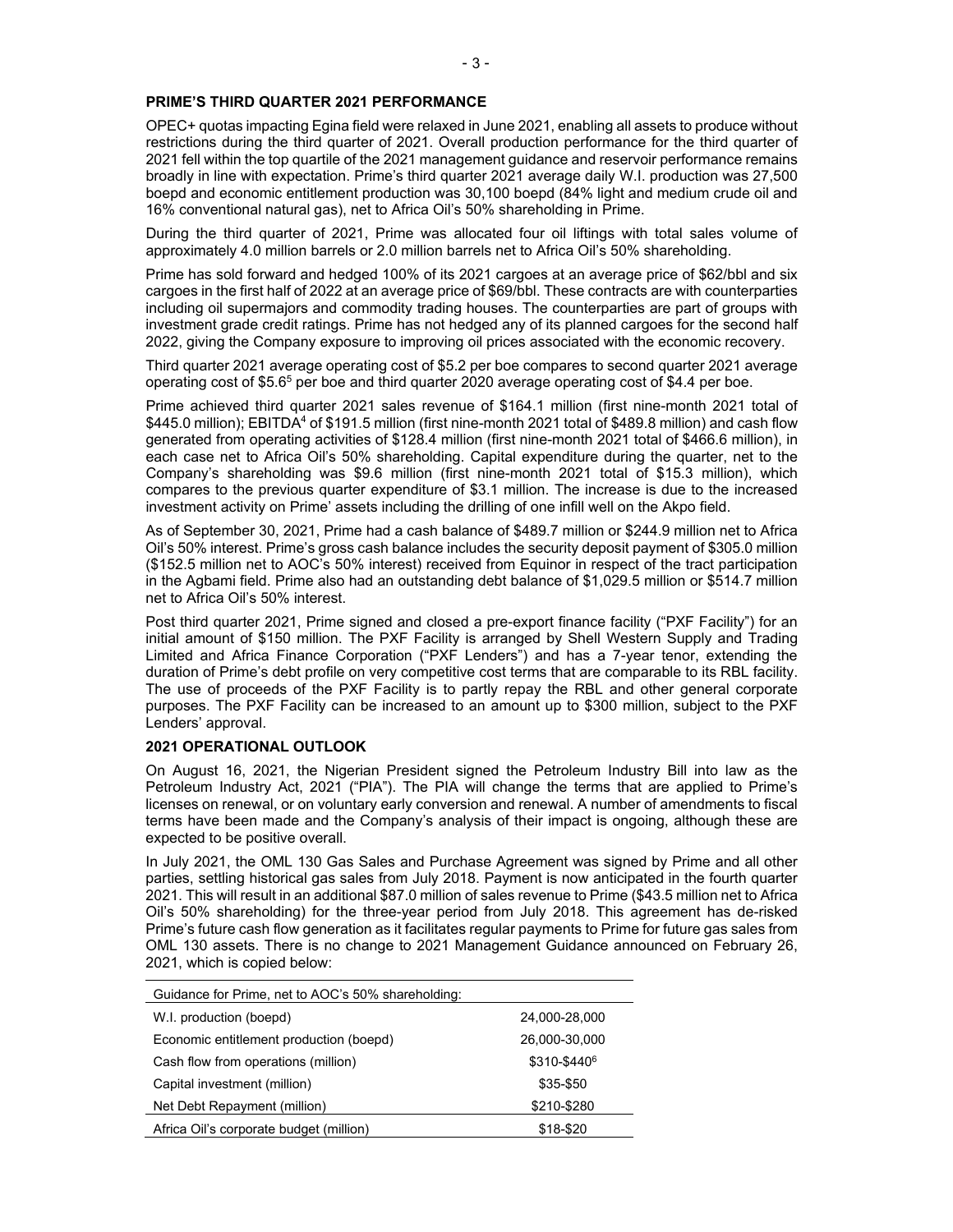## PRIME'S THIRD QUARTER 2021 PERFORMANCE

OPEC+ quotas impacting Egina field were relaxed in June 2021, enabling all assets to produce without restrictions during the third quarter of 2021. Overall production performance for the third quarter of 2021 fell within the top quartile of the 2021 management guidance and reservoir performance remains broadly in line with expectation. Prime's third quarter 2021 average daily W.I. production was 27,500 boepd and economic entitlement production was 30,100 boepd (84% light and medium crude oil and 16% conventional natural gas), net to Africa Oil's 50% shareholding in Prime.

During the third quarter of 2021, Prime was allocated four oil liftings with total sales volume of approximately 4.0 million barrels or 2.0 million barrels net to Africa Oil's 50% shareholding.

Prime has sold forward and hedged 100% of its 2021 cargoes at an average price of $62/bbl and six cargoes in the first half of 2022 at an average price of $69/bbl. These contracts are with counterparties including oil supermajors and commodity trading houses. The counterparties are part of groups with investment grade credit ratings. Prime has not hedged any of its planned cargoes for the second half 2022, giving the Company exposure to improving oil prices associated with the economic recovery.

Third quarter 2021 average operating cost of $5.2 per boe compares to second quarter 2021 average operating cost of $5.6[5] per boe and third quarter 2020 average operating cost of $4.4 per boe.

Prime achieved third quarter 2021 sales revenue of $164.1 million (first nine-month 2021 total of $445.0 million); EBITDA[4] of $191.5 million (first nine-month 2021 total of $489.8 million) and cash flow generated from operating activities of $128.4 million (first nine-month 2021 total of $466.6 million), in each case net to Africa Oil's 50% shareholding. Capital expenditure during the quarter, net to the Company's shareholding was $9.6 million (first nine-month 2021 total of $15.3 million), which compares to the previous quarter expenditure of $3.1 million. The increase is due to the increased investment activity on Prime' assets including the drilling of one infill well on the Akpo field.

As of September 30, 2021, Prime had a cash balance of $489.7 million or $244.9 million net to Africa Oil's 50% interest. Prime's gross cash balance includes the security deposit payment of $305.0 million ($152.5 million net to AOC's 50% interest) received from Equinor in respect of the tract participation in the Agbami field. Prime also had an outstanding debt balance of $1,029.5 million or $514.7 million net to Africa Oil's 50% interest.

Post third quarter 2021, Prime signed and closed a pre-export finance facility ("PXF Facility") for an initial amount of $150 million. The PXF Facility is arranged by Shell Western Supply and Trading Limited and Africa Finance Corporation ("PXF Lenders") and has a 7-year tenor, extending the duration of Prime's debt profile on very competitive cost terms that are comparable to its RBL facility. The use of proceeds of the PXF Facility is to partly repay the RBL and other general corporate purposes. The PXF Facility can be increased to an amount up to $300 million, subject to the PXF Lenders' approval.

## 2021 OPERATIONAL OUTLOOK

On August 16, 2021, the Nigerian President signed the Petroleum Industry Bill into law as the Petroleum Industry Act, 2021 ("PIA"). The PIA will change the terms that are applied to Prime's licenses on renewal, or on voluntary early conversion and renewal. A number of amendments to fiscal terms have been made and the Company's analysis of their impact is ongoing, although these are expected to be positive overall.

In July 2021, the OML 130 Gas Sales and Purchase Agreement was signed by Prime and all other parties, settling historical gas sales from July 2018. Payment is now anticipated in the fourth quarter 2021. This will result in an additional $87.0 million of sales revenue to Prime ($43.5 million net to Africa Oil's 50% shareholding) for the three-year period from July 2018. This agreement has de-risked Prime's future cash flow generation as it facilitates regular payments to Prime for future gas sales from OML 130 assets. There is no change to 2021 Management Guidance announced on February 26, 2021, which is copied below:

| Guidance for Prime, net to AOC's 50% shareholding: | |
|---|---|
| W.I. production (boepd) | 24,000-28,000 |
| Economic entitlement production (boepd) | 26,000-30,000 |
| Cash flow from operations (million) | $310-$440[6] |
| Capital investment (million) | $35-$50 |
| Net Debt Repayment (million) | $210-$280 |
| Africa Oil's corporate budget (million) | $18-$20 |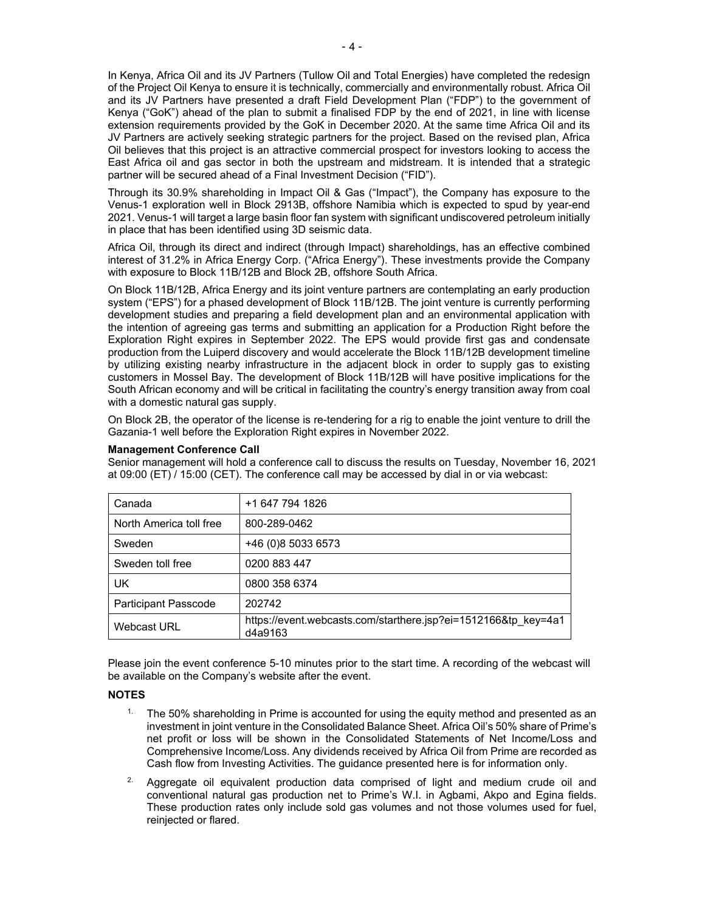In Kenya, Africa Oil and its JV Partners (Tullow Oil and Total Energies) have completed the redesign of the Project Oil Kenya to ensure it is technically, commercially and environmentally robust. Africa Oil and its JV Partners have presented a draft Field Development Plan ("FDP") to the government of Kenya ("GoK") ahead of the plan to submit a finalised FDP by the end of 2021, in line with license extension requirements provided by the GoK in December 2020. At the same time Africa Oil and its JV Partners are actively seeking strategic partners for the project. Based on the revised plan, Africa Oil believes that this project is an attractive commercial prospect for investors looking to access the East Africa oil and gas sector in both the upstream and midstream. It is intended that a strategic partner will be secured ahead of a Final Investment Decision ("FID").

Through its 30.9% shareholding in Impact Oil & Gas ("Impact"), the Company has exposure to the Venus-1 exploration well in Block 2913B, offshore Namibia which is expected to spud by year-end 2021. Venus-1 will target a large basin floor fan system with significant undiscovered petroleum initially in place that has been identified using 3D seismic data.

Africa Oil, through its direct and indirect (through Impact) shareholdings, has an effective combined interest of 31.2% in Africa Energy Corp. ("Africa Energy"). These investments provide the Company with exposure to Block 11B/12B and Block 2B, offshore South Africa.

On Block 11B/12B, Africa Energy and its joint venture partners are contemplating an early production system ("EPS") for a phased development of Block 11B/12B. The joint venture is currently performing development studies and preparing a field development plan and an environmental application with the intention of agreeing gas terms and submitting an application for a Production Right before the Exploration Right expires in September 2022. The EPS would provide first gas and condensate production from the Luiperd discovery and would accelerate the Block 11B/12B development timeline by utilizing existing nearby infrastructure in the adjacent block in order to supply gas to existing customers in Mossel Bay. The development of Block 11B/12B will have positive implications for the South African economy and will be critical in facilitating the country's energy transition away from coal with a domestic natural gas supply.

On Block 2B, the operator of the license is re-tendering for a rig to enable the joint venture to drill the Gazania-1 well before the Exploration Right expires in November 2022.

**Management Conference Call**

Senior management will hold a conference call to discuss the results on Tuesday, November 16, 2021 at 09:00 (ET) / 15:00 (CET). The conference call may be accessed by dial in or via webcast:

| Canada | +1 647 794 1826 |
|---|---|
| North America toll free | 800-289-0462 |
| Sweden | +46 (0)8 5033 6573 |
| Sweden toll free | 0200 883 447 |
| UK | 0800 358 6374 |
| Participant Passcode | 202742 |
| Webcast URL | https://event.webcasts.com/starthere.jsp?ei=1512166&tp_key=4a1d4a9163 |

Please join the event conference 5-10 minutes prior to the start time. A recording of the webcast will be available on the Company's website after the event.

**NOTES**

1. The 50% shareholding in Prime is accounted for using the equity method and presented as an investment in joint venture in the Consolidated Balance Sheet. Africa Oil's 50% share of Prime's net profit or loss will be shown in the Consolidated Statements of Net Income/Loss and Comprehensive Income/Loss. Any dividends received by Africa Oil from Prime are recorded as Cash flow from Investing Activities. The guidance presented here is for information only.
2. Aggregate oil equivalent production data comprised of light and medium crude oil and conventional natural gas production net to Prime's W.I. in Agbami, Akpo and Egina fields. These production rates only include sold gas volumes and not those volumes used for fuel, reinjected or flared.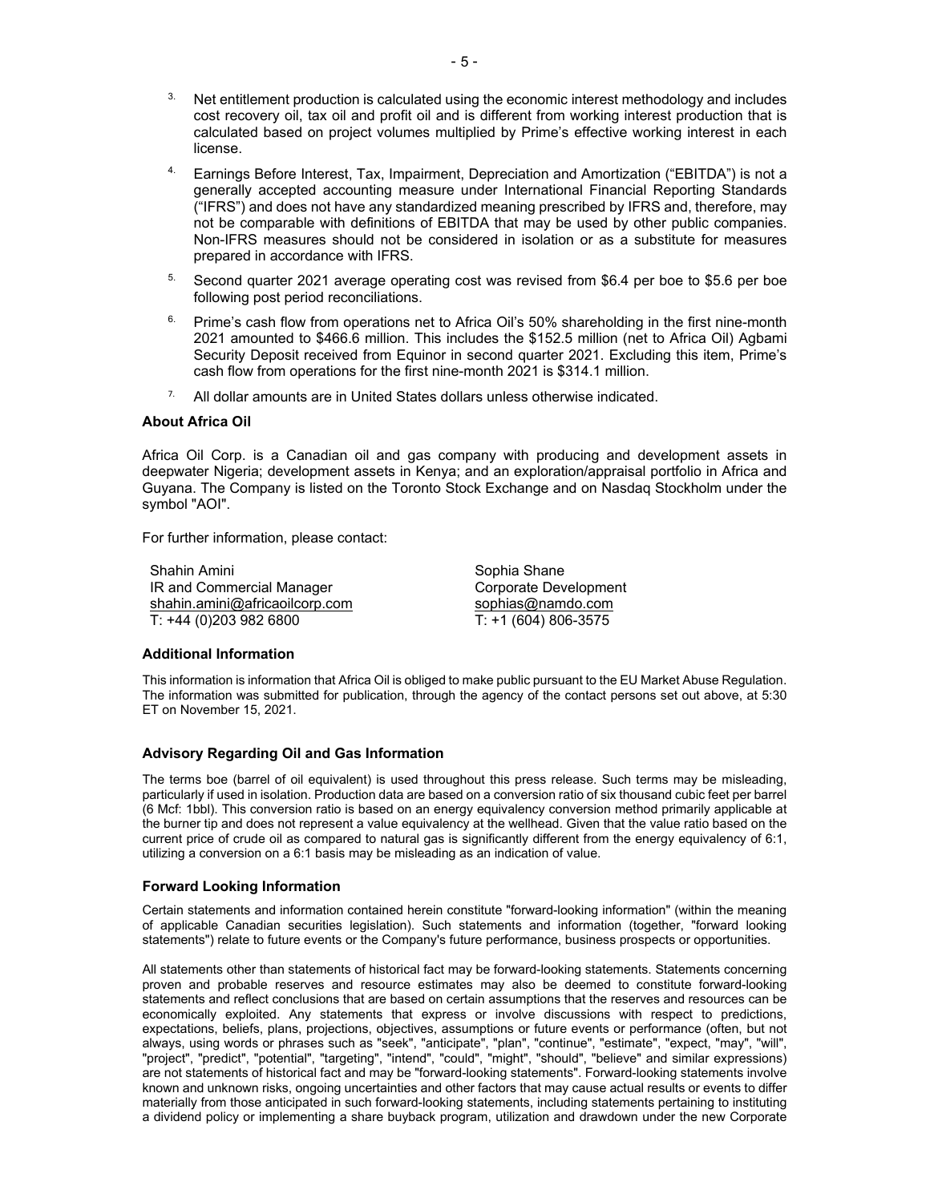3. Net entitlement production is calculated using the economic interest methodology and includes cost recovery oil, tax oil and profit oil and is different from working interest production that is calculated based on project volumes multiplied by Prime's effective working interest in each license.
4. Earnings Before Interest, Tax, Impairment, Depreciation and Amortization ("EBITDA") is not a generally accepted accounting measure under International Financial Reporting Standards ("IFRS") and does not have any standardized meaning prescribed by IFRS and, therefore, may not be comparable with definitions of EBITDA that may be used by other public companies. Non-IFRS measures should not be considered in isolation or as a substitute for measures prepared in accordance with IFRS.
5. Second quarter 2021 average operating cost was revised from $6.4 per boe to $5.6 per boe following post period reconciliations.
6. Prime's cash flow from operations net to Africa Oil's 50% shareholding in the first nine-month 2021 amounted to $466.6 million. This includes the $152.5 million (net to Africa Oil) Agbami Security Deposit received from Equinor in second quarter 2021. Excluding this item, Prime's cash flow from operations for the first nine-month 2021 is $314.1 million.
7. All dollar amounts are in United States dollars unless otherwise indicated.

**About Africa Oil**

Africa Oil Corp. is a Canadian oil and gas company with producing and development assets in deepwater Nigeria; development assets in Kenya; and an exploration/appraisal portfolio in Africa and Guyana. The Company is listed on the Toronto Stock Exchange and on Nasdaq Stockholm under the symbol "AOI".

For further information, please contact:

Shahin Amini
IR and Commercial Manager
shahin.amini@africaoilcorp.com
T: +44 (0)203 982 6800

Sophia Shane
Corporate Development
sophias@namdo.com
T: +1 (604) 806-3575

**Additional Information**

This information is information that Africa Oil is obliged to make public pursuant to the EU Market Abuse Regulation. The information was submitted for publication, through the agency of the contact persons set out above, at 5:30 ET on November 15, 2021.

**Advisory Regarding Oil and Gas Information**

The terms boe (barrel of oil equivalent) is used throughout this press release. Such terms may be misleading, particularly if used in isolation. Production data are based on a conversion ratio of six thousand cubic feet per barrel (6 Mcf: 1bbl). This conversion ratio is based on an energy equivalency conversion method primarily applicable at the burner tip and does not represent a value equivalency at the wellhead. Given that the value ratio based on the current price of crude oil as compared to natural gas is significantly different from the energy equivalency of 6:1, utilizing a conversion on a 6:1 basis may be misleading as an indication of value.

**Forward Looking Information**

Certain statements and information contained herein constitute "forward-looking information" (within the meaning of applicable Canadian securities legislation). Such statements and information (together, "forward looking statements") relate to future events or the Company's future performance, business prospects or opportunities.

All statements other than statements of historical fact may be forward-looking statements. Statements concerning proven and probable reserves and resource estimates may also be deemed to constitute forward-looking statements and reflect conclusions that are based on certain assumptions that the reserves and resources can be economically exploited. Any statements that express or involve discussions with respect to predictions, expectations, beliefs, plans, projections, objectives, assumptions or future events or performance (often, but not always, using words or phrases such as "seek", "anticipate", "plan", "continue", "estimate", "expect, "may", "will", "project", "predict", "potential", "targeting", "intend", "could", "might", "should", "believe" and similar expressions) are not statements of historical fact and may be "forward-looking statements". Forward-looking statements involve known and unknown risks, ongoing uncertainties and other factors that may cause actual results or events to differ materially from those anticipated in such forward-looking statements, including statements pertaining to instituting a dividend policy or implementing a share buyback program, utilization and drawdown under the new Corporate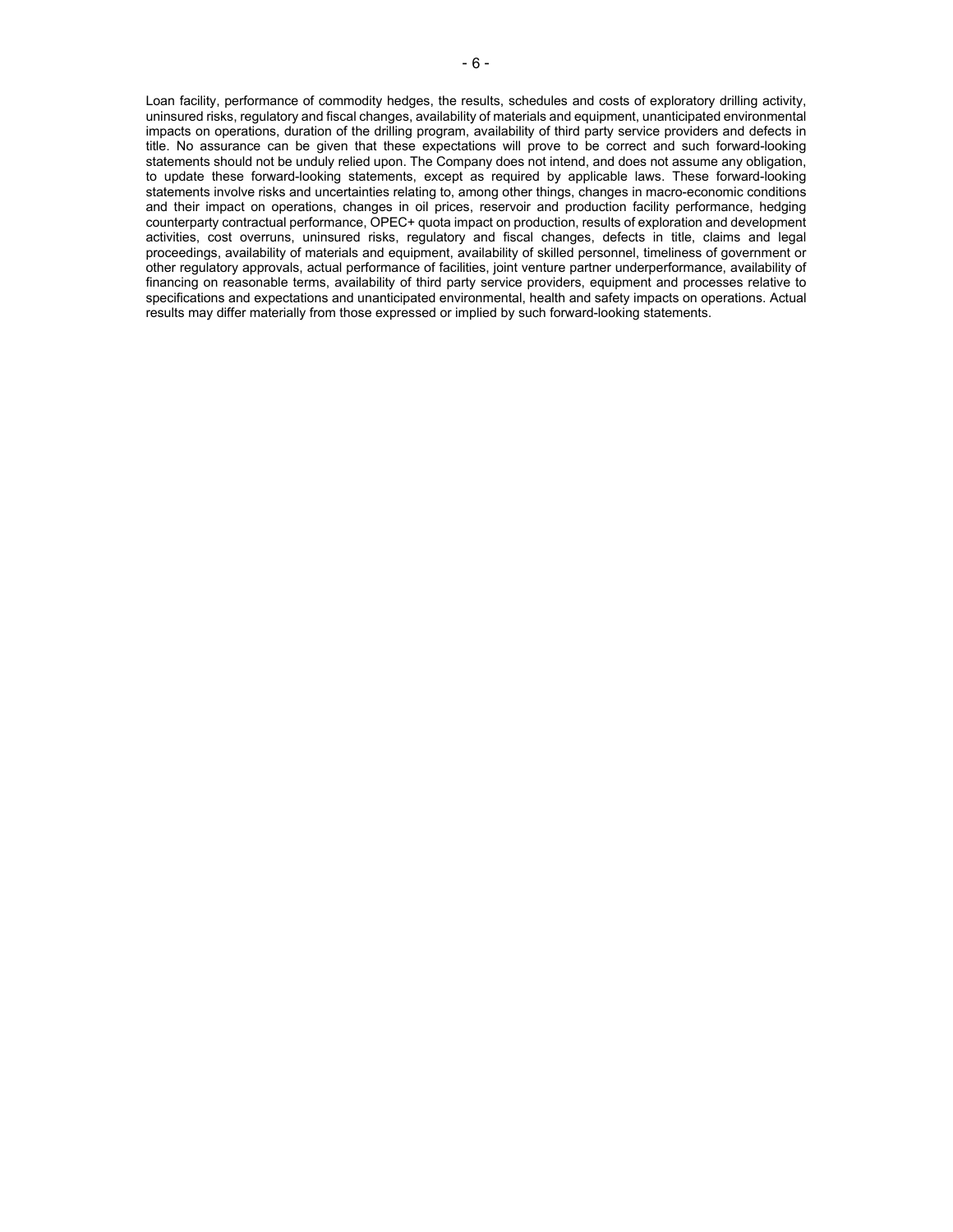Loan facility, performance of commodity hedges, the results, schedules and costs of exploratory drilling activity, uninsured risks, regulatory and fiscal changes, availability of materials and equipment, unanticipated environmental impacts on operations, duration of the drilling program, availability of third party service providers and defects in title. No assurance can be given that these expectations will prove to be correct and such forward-looking statements should not be unduly relied upon. The Company does not intend, and does not assume any obligation, to update these forward-looking statements, except as required by applicable laws. These forward-looking statements involve risks and uncertainties relating to, among other things, changes in macro-economic conditions and their impact on operations, changes in oil prices, reservoir and production facility performance, hedging counterparty contractual performance, OPEC+ quota impact on production, results of exploration and development activities, cost overruns, uninsured risks, regulatory and fiscal changes, defects in title, claims and legal proceedings, availability of materials and equipment, availability of skilled personnel, timeliness of government or other regulatory approvals, actual performance of facilities, joint venture partner underperformance, availability of financing on reasonable terms, availability of third party service providers, equipment and processes relative to specifications and expectations and unanticipated environmental, health and safety impacts on operations. Actual results may differ materially from those expressed or implied by such forward-looking statements.